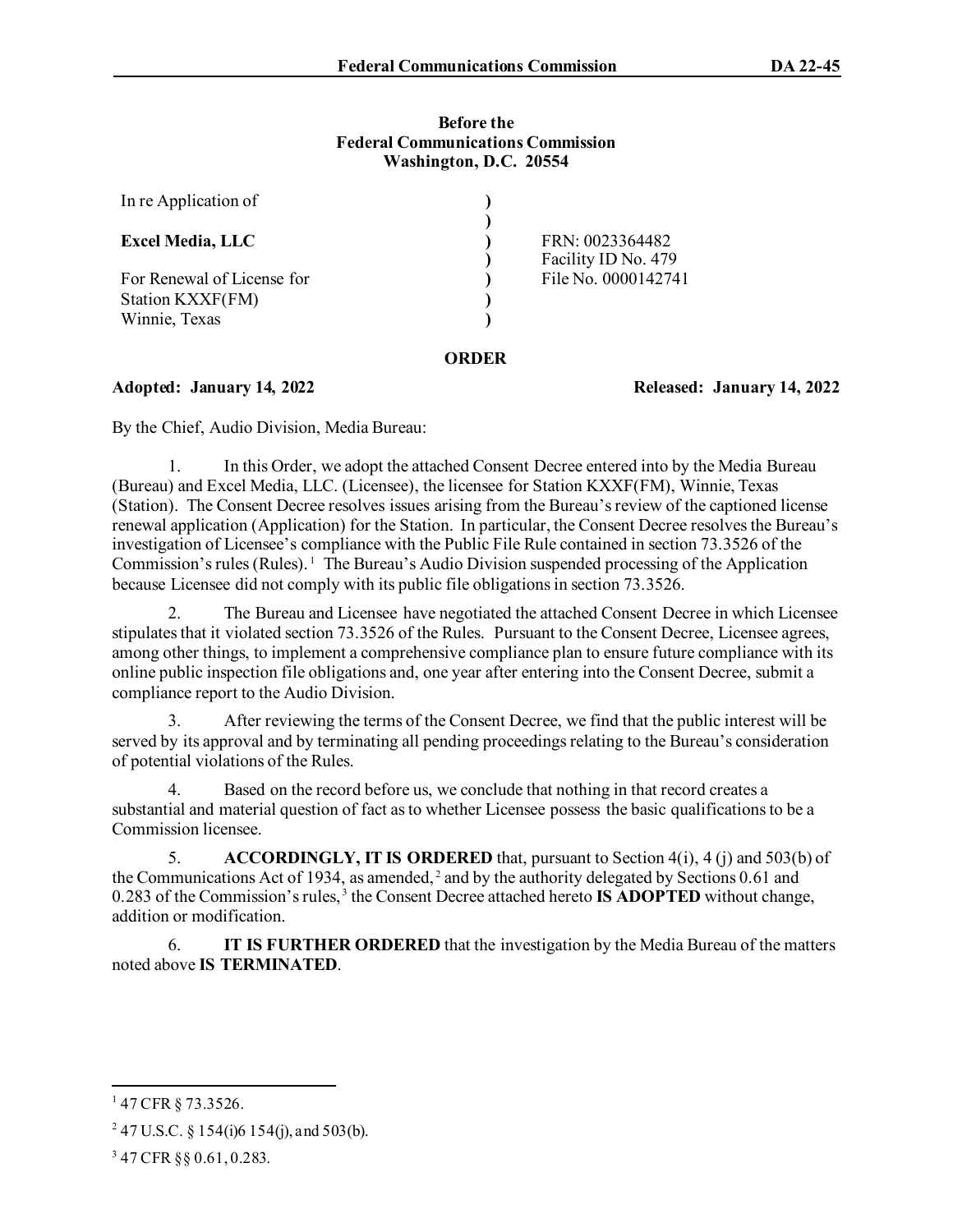**Before the**
**Federal Communications Commission**
**Washington, D.C. 20554**

| | | |
|---|---|---|
| In re Application of | ) | |
| | ) | |
| **Excel Media, LLC** | ) | FRN: 0023364482 |
| | ) | Facility ID No. 479 |
| For Renewal of License for | ) | File No. 0000142741 |
| Station KXXF(FM) | ) | |
| Winnie, Texas | ) | |

**ORDER**

**Adopted: January 14, 2022** **Released: January 14, 2022**

By the Chief, Audio Division, Media Bureau:

1. In this Order, we adopt the attached Consent Decree entered into by the Media Bureau (Bureau) and Excel Media, LLC. (Licensee), the licensee for Station KXXF(FM), Winnie, Texas (Station). The Consent Decree resolves issues arising from the Bureau's review of the captioned license renewal application (Application) for the Station. In particular, the Consent Decree resolves the Bureau's investigation of Licensee's compliance with the Public File Rule contained in section 73.3526 of the Commission's rules (Rules).[1] The Bureau's Audio Division suspended processing of the Application because Licensee did not comply with its public file obligations in section 73.3526.

2. The Bureau and Licensee have negotiated the attached Consent Decree in which Licensee stipulates that it violated section 73.3526 of the Rules. Pursuant to the Consent Decree, Licensee agrees, among other things, to implement a comprehensive compliance plan to ensure future compliance with its online public inspection file obligations and, one year after entering into the Consent Decree, submit a compliance report to the Audio Division.

3. After reviewing the terms of the Consent Decree, we find that the public interest will be served by its approval and by terminating all pending proceedings relating to the Bureau's consideration of potential violations of the Rules.

4. Based on the record before us, we conclude that nothing in that record creates a substantial and material question of fact as to whether Licensee possess the basic qualifications to be a Commission licensee.

5. **ACCORDINGLY, IT IS ORDERED** that, pursuant to Section 4(i), 4 (j) and 503(b) of the Communications Act of 1934, as amended,[2] and by the authority delegated by Sections 0.61 and 0.283 of the Commission's rules,[3] the Consent Decree attached hereto **IS ADOPTED** without change, addition or modification.

6. **IT IS FURTHER ORDERED** that the investigation by the Media Bureau of the matters noted above **IS TERMINATED**.

---

[1] 47 CFR § 73.3526.

[2] 47 U.S.C. § 154(i)6 154(j), and 503(b).

[3] 47 CFR §§ 0.61, 0.283.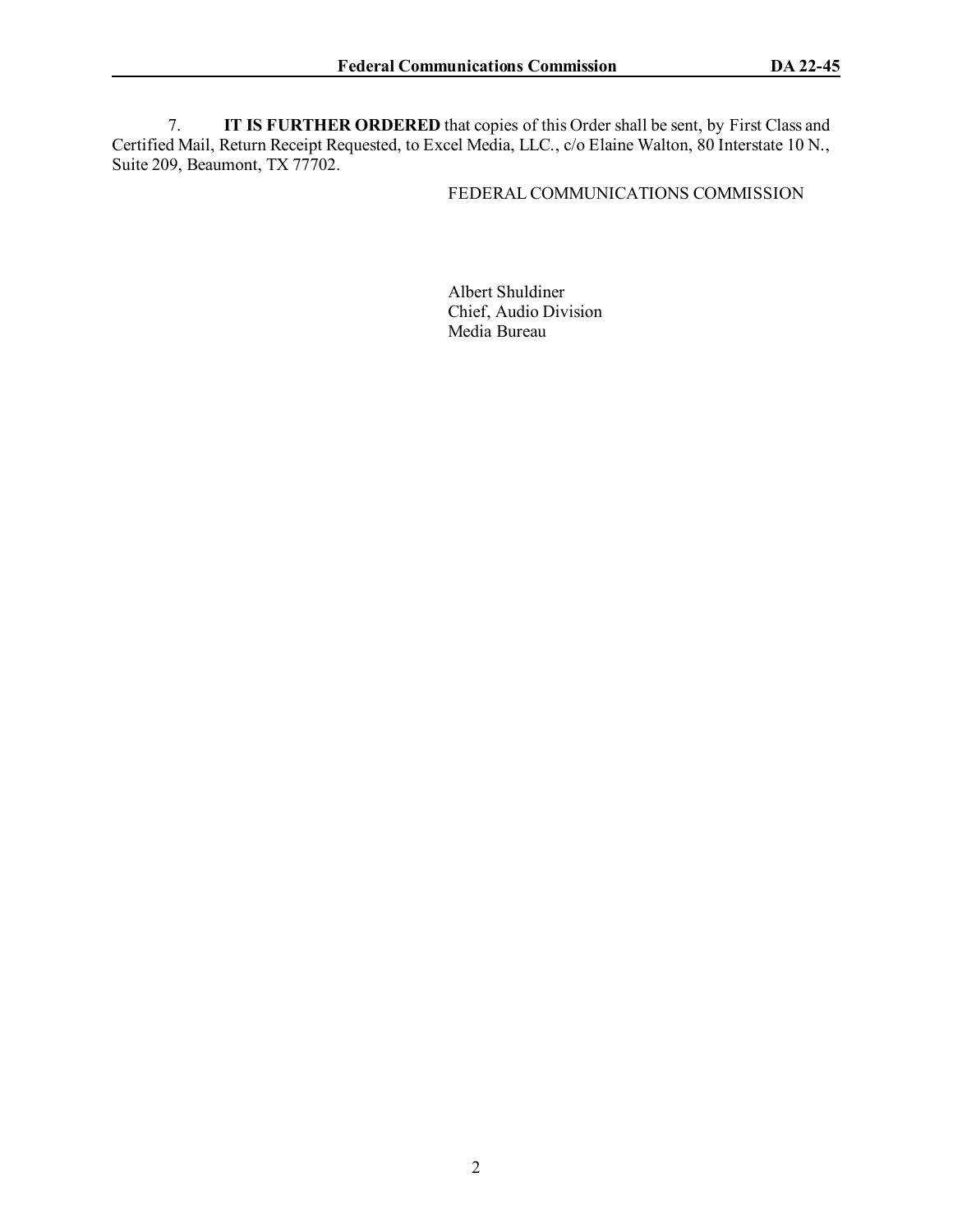7. **IT IS FURTHER ORDERED** that copies of this Order shall be sent, by First Class and Certified Mail, Return Receipt Requested, to Excel Media, LLC., c/o Elaine Walton, 80 Interstate 10 N., Suite 209, Beaumont, TX 77702.

FEDERAL COMMUNICATIONS COMMISSION

Albert Shuldiner
Chief, Audio Division
Media Bureau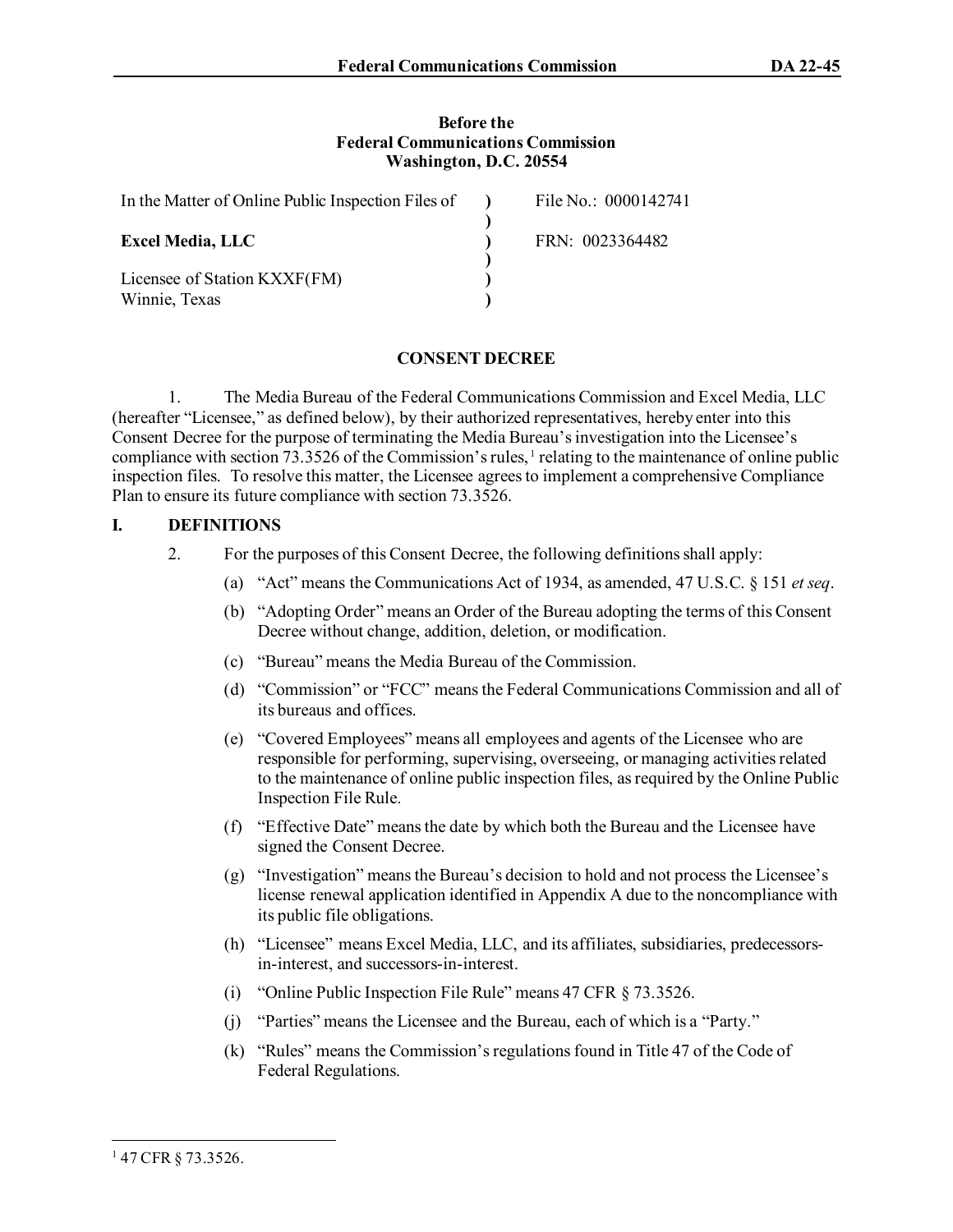**Before the**
**Federal Communications Commission**
**Washington, D.C. 20554**

| | | |
|---|---|---|
| In the Matter of Online Public Inspection Files of | ) | File No.: 0000142741 |
| | ) | |
| **Excel Media, LLC** | ) | FRN: 0023364482 |
| | ) | |
| Licensee of Station KXXF(FM) | ) | |
| Winnie, Texas | ) | |

**CONSENT DECREE**

1. The Media Bureau of the Federal Communications Commission and Excel Media, LLC (hereafter "Licensee," as defined below), by their authorized representatives, hereby enter into this Consent Decree for the purpose of terminating the Media Bureau's investigation into the Licensee's compliance with section 73.3526 of the Commission's rules,[1] relating to the maintenance of online public inspection files. To resolve this matter, the Licensee agrees to implement a comprehensive Compliance Plan to ensure its future compliance with section 73.3526.

## I. DEFINITIONS

2. For the purposes of this Consent Decree, the following definitions shall apply:

(a) "Act" means the Communications Act of 1934, as amended, 47 U.S.C. § 151 *et seq*.

(b) "Adopting Order" means an Order of the Bureau adopting the terms of this Consent Decree without change, addition, deletion, or modification.

(c) "Bureau" means the Media Bureau of the Commission.

(d) "Commission" or "FCC" means the Federal Communications Commission and all of its bureaus and offices.

(e) "Covered Employees" means all employees and agents of the Licensee who are responsible for performing, supervising, overseeing, or managing activities related to the maintenance of online public inspection files, as required by the Online Public Inspection File Rule.

(f) "Effective Date" means the date by which both the Bureau and the Licensee have signed the Consent Decree.

(g) "Investigation" means the Bureau's decision to hold and not process the Licensee's license renewal application identified in Appendix A due to the noncompliance with its public file obligations.

(h) "Licensee" means Excel Media, LLC, and its affiliates, subsidiaries, predecessors-in-interest, and successors-in-interest.

(i) "Online Public Inspection File Rule" means 47 CFR § 73.3526.

(j) "Parties" means the Licensee and the Bureau, each of which is a "Party."

(k) "Rules" means the Commission's regulations found in Title 47 of the Code of Federal Regulations.

---

[1] 47 CFR § 73.3526.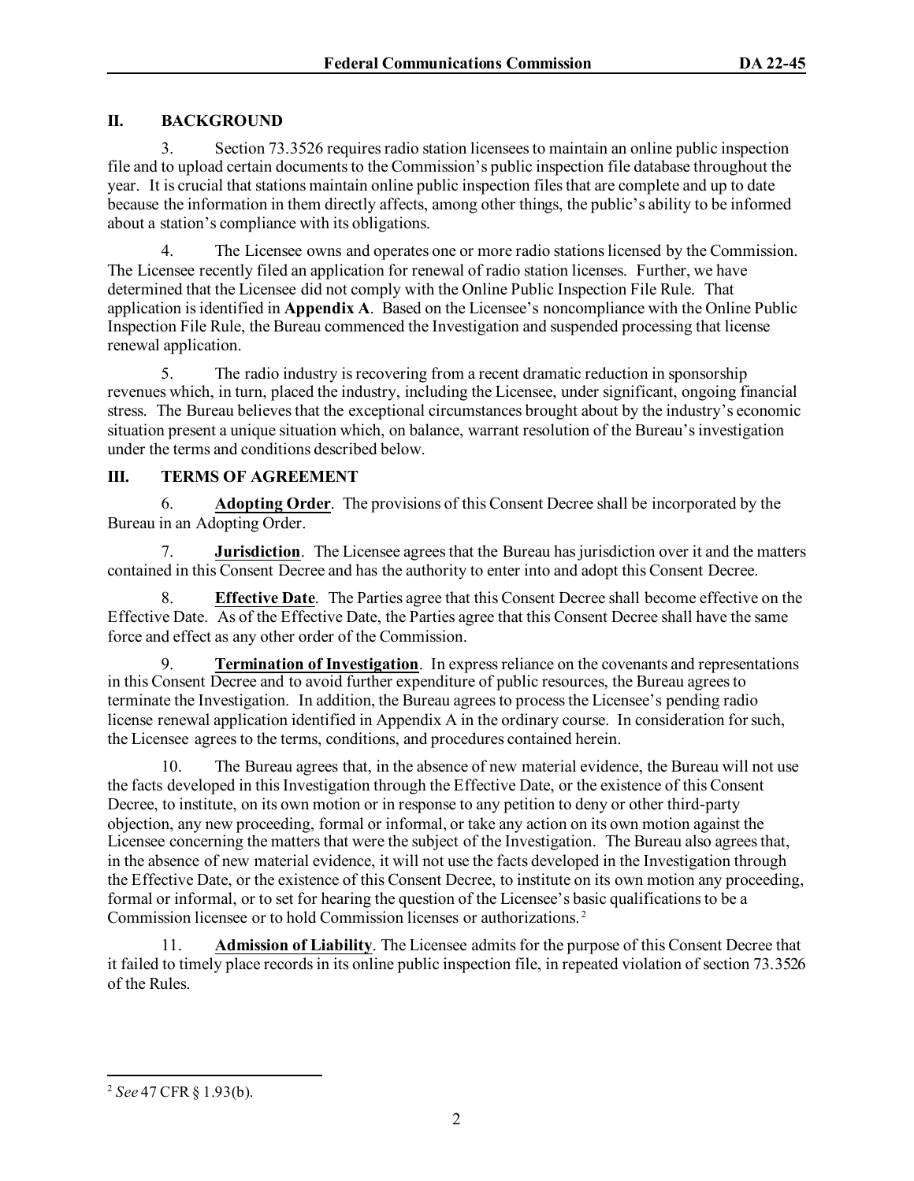## II. BACKGROUND

3. Section 73.3526 requires radio station licensees to maintain an online public inspection file and to upload certain documents to the Commission's public inspection file database throughout the year. It is crucial that stations maintain online public inspection files that are complete and up to date because the information in them directly affects, among other things, the public's ability to be informed about a station's compliance with its obligations.

4. The Licensee owns and operates one or more radio stations licensed by the Commission. The Licensee recently filed an application for renewal of radio station licenses. Further, we have determined that the Licensee did not comply with the Online Public Inspection File Rule. That application is identified in **Appendix A**. Based on the Licensee's noncompliance with the Online Public Inspection File Rule, the Bureau commenced the Investigation and suspended processing that license renewal application.

5. The radio industry is recovering from a recent dramatic reduction in sponsorship revenues which, in turn, placed the industry, including the Licensee, under significant, ongoing financial stress. The Bureau believes that the exceptional circumstances brought about by the industry's economic situation present a unique situation which, on balance, warrant resolution of the Bureau's investigation under the terms and conditions described below.

## III. TERMS OF AGREEMENT

6. **Adopting Order**. The provisions of this Consent Decree shall be incorporated by the Bureau in an Adopting Order.

7. **Jurisdiction**. The Licensee agrees that the Bureau has jurisdiction over it and the matters contained in this Consent Decree and has the authority to enter into and adopt this Consent Decree.

8. **Effective Date**. The Parties agree that this Consent Decree shall become effective on the Effective Date. As of the Effective Date, the Parties agree that this Consent Decree shall have the same force and effect as any other order of the Commission.

9. **Termination of Investigation**. In express reliance on the covenants and representations in this Consent Decree and to avoid further expenditure of public resources, the Bureau agrees to terminate the Investigation. In addition, the Bureau agrees to process the Licensee's pending radio license renewal application identified in Appendix A in the ordinary course. In consideration for such, the Licensee agrees to the terms, conditions, and procedures contained herein.

10. The Bureau agrees that, in the absence of new material evidence, the Bureau will not use the facts developed in this Investigation through the Effective Date, or the existence of this Consent Decree, to institute, on its own motion or in response to any petition to deny or other third-party objection, any new proceeding, formal or informal, or take any action on its own motion against the Licensee concerning the matters that were the subject of the Investigation. The Bureau also agrees that, in the absence of new material evidence, it will not use the facts developed in the Investigation through the Effective Date, or the existence of this Consent Decree, to institute on its own motion any proceeding, formal or informal, or to set for hearing the question of the Licensee's basic qualifications to be a Commission licensee or to hold Commission licenses or authorizations.[2]

11. **Admission of Liability**. The Licensee admits for the purpose of this Consent Decree that it failed to timely place records in its online public inspection file, in repeated violation of section 73.3526 of the Rules.

[2] *See* 47 CFR § 1.93(b).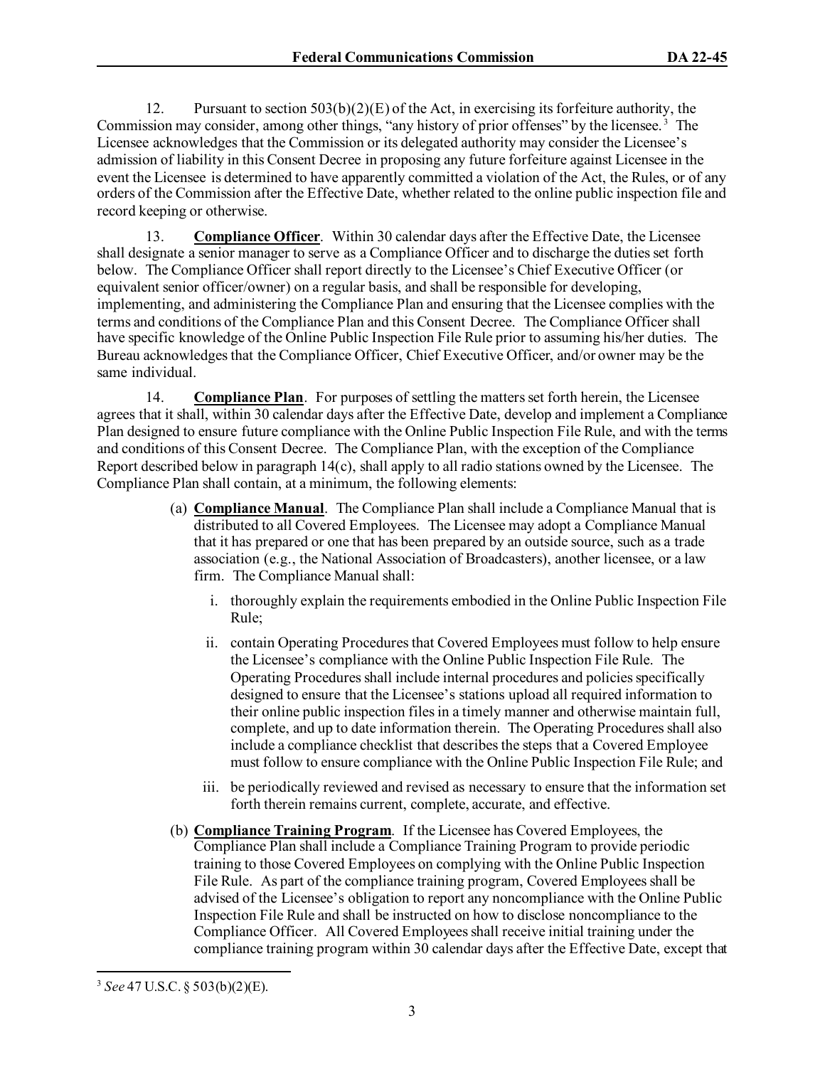12. Pursuant to section 503(b)(2)(E) of the Act, in exercising its forfeiture authority, the Commission may consider, among other things, "any history of prior offenses" by the licensee.[3] The Licensee acknowledges that the Commission or its delegated authority may consider the Licensee's admission of liability in this Consent Decree in proposing any future forfeiture against Licensee in the event the Licensee is determined to have apparently committed a violation of the Act, the Rules, or of any orders of the Commission after the Effective Date, whether related to the online public inspection file and record keeping or otherwise.

13. **Compliance Officer**. Within 30 calendar days after the Effective Date, the Licensee shall designate a senior manager to serve as a Compliance Officer and to discharge the duties set forth below. The Compliance Officer shall report directly to the Licensee's Chief Executive Officer (or equivalent senior officer/owner) on a regular basis, and shall be responsible for developing, implementing, and administering the Compliance Plan and ensuring that the Licensee complies with the terms and conditions of the Compliance Plan and this Consent Decree. The Compliance Officer shall have specific knowledge of the Online Public Inspection File Rule prior to assuming his/her duties. The Bureau acknowledges that the Compliance Officer, Chief Executive Officer, and/or owner may be the same individual.

14. **Compliance Plan**. For purposes of settling the matters set forth herein, the Licensee agrees that it shall, within 30 calendar days after the Effective Date, develop and implement a Compliance Plan designed to ensure future compliance with the Online Public Inspection File Rule, and with the terms and conditions of this Consent Decree. The Compliance Plan, with the exception of the Compliance Report described below in paragraph 14(c), shall apply to all radio stations owned by the Licensee. The Compliance Plan shall contain, at a minimum, the following elements:

(a) **Compliance Manual**. The Compliance Plan shall include a Compliance Manual that is distributed to all Covered Employees. The Licensee may adopt a Compliance Manual that it has prepared or one that has been prepared by an outside source, such as a trade association (e.g., the National Association of Broadcasters), another licensee, or a law firm. The Compliance Manual shall:

i. thoroughly explain the requirements embodied in the Online Public Inspection File Rule;

ii. contain Operating Procedures that Covered Employees must follow to help ensure the Licensee's compliance with the Online Public Inspection File Rule. The Operating Procedures shall include internal procedures and policies specifically designed to ensure that the Licensee's stations upload all required information to their online public inspection files in a timely manner and otherwise maintain full, complete, and up to date information therein. The Operating Procedures shall also include a compliance checklist that describes the steps that a Covered Employee must follow to ensure compliance with the Online Public Inspection File Rule; and

iii. be periodically reviewed and revised as necessary to ensure that the information set forth therein remains current, complete, accurate, and effective.

(b) **Compliance Training Program**. If the Licensee has Covered Employees, the Compliance Plan shall include a Compliance Training Program to provide periodic training to those Covered Employees on complying with the Online Public Inspection File Rule. As part of the compliance training program, Covered Employees shall be advised of the Licensee's obligation to report any noncompliance with the Online Public Inspection File Rule and shall be instructed on how to disclose noncompliance to the Compliance Officer. All Covered Employees shall receive initial training under the compliance training program within 30 calendar days after the Effective Date, except that

---

[3] *See* 47 U.S.C. § 503(b)(2)(E).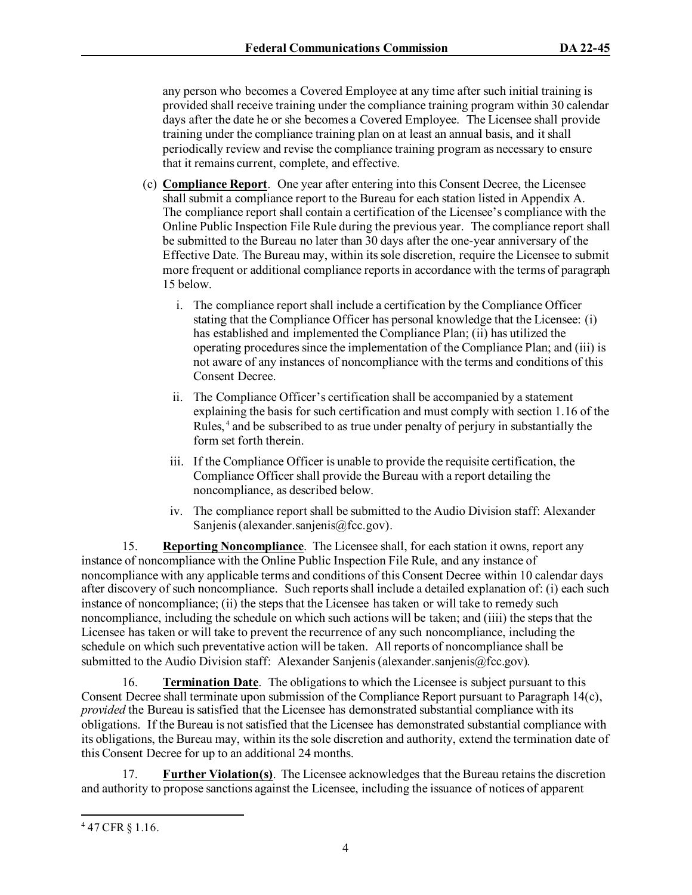any person who becomes a Covered Employee at any time after such initial training is provided shall receive training under the compliance training program within 30 calendar days after the date he or she becomes a Covered Employee. The Licensee shall provide training under the compliance training plan on at least an annual basis, and it shall periodically review and revise the compliance training program as necessary to ensure that it remains current, complete, and effective.

(c) **Compliance Report**. One year after entering into this Consent Decree, the Licensee shall submit a compliance report to the Bureau for each station listed in Appendix A. The compliance report shall contain a certification of the Licensee's compliance with the Online Public Inspection File Rule during the previous year. The compliance report shall be submitted to the Bureau no later than 30 days after the one-year anniversary of the Effective Date. The Bureau may, within its sole discretion, require the Licensee to submit more frequent or additional compliance reports in accordance with the terms of paragraph 15 below.

i. The compliance report shall include a certification by the Compliance Officer stating that the Compliance Officer has personal knowledge that the Licensee: (i) has established and implemented the Compliance Plan; (ii) has utilized the operating procedures since the implementation of the Compliance Plan; and (iii) is not aware of any instances of noncompliance with the terms and conditions of this Consent Decree.

ii. The Compliance Officer's certification shall be accompanied by a statement explaining the basis for such certification and must comply with section 1.16 of the Rules,[4] and be subscribed to as true under penalty of perjury in substantially the form set forth therein.

iii. If the Compliance Officer is unable to provide the requisite certification, the Compliance Officer shall provide the Bureau with a report detailing the noncompliance, as described below.

iv. The compliance report shall be submitted to the Audio Division staff: Alexander Sanjenis (alexander.sanjenis@fcc.gov).

15. **Reporting Noncompliance**. The Licensee shall, for each station it owns, report any instance of noncompliance with the Online Public Inspection File Rule, and any instance of noncompliance with any applicable terms and conditions of this Consent Decree within 10 calendar days after discovery of such noncompliance. Such reports shall include a detailed explanation of: (i) each such instance of noncompliance; (ii) the steps that the Licensee has taken or will take to remedy such noncompliance, including the schedule on which such actions will be taken; and (iiii) the steps that the Licensee has taken or will take to prevent the recurrence of any such noncompliance, including the schedule on which such preventative action will be taken. All reports of noncompliance shall be submitted to the Audio Division staff: Alexander Sanjenis (alexander.sanjenis@fcc.gov).

16. **Termination Date**. The obligations to which the Licensee is subject pursuant to this Consent Decree shall terminate upon submission of the Compliance Report pursuant to Paragraph 14(c), *provided* the Bureau is satisfied that the Licensee has demonstrated substantial compliance with its obligations. If the Bureau is not satisfied that the Licensee has demonstrated substantial compliance with its obligations, the Bureau may, within its the sole discretion and authority, extend the termination date of this Consent Decree for up to an additional 24 months.

17. **Further Violation(s)**. The Licensee acknowledges that the Bureau retains the discretion and authority to propose sanctions against the Licensee, including the issuance of notices of apparent

---

[4] 47 CFR § 1.16.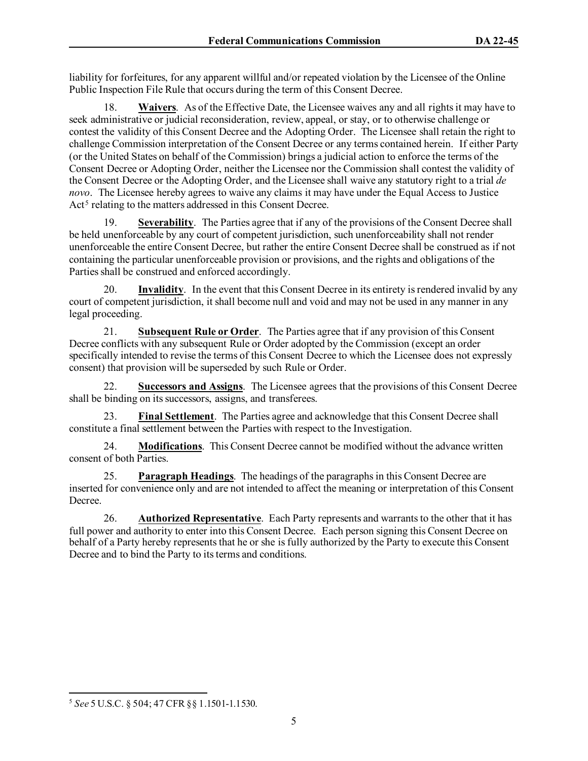liability for forfeitures, for any apparent willful and/or repeated violation by the Licensee of the Online Public Inspection File Rule that occurs during the term of this Consent Decree.

18. **Waivers**. As of the Effective Date, the Licensee waives any and all rights it may have to seek administrative or judicial reconsideration, review, appeal, or stay, or to otherwise challenge or contest the validity of this Consent Decree and the Adopting Order. The Licensee shall retain the right to challenge Commission interpretation of the Consent Decree or any terms contained herein. If either Party (or the United States on behalf of the Commission) brings a judicial action to enforce the terms of the Consent Decree or Adopting Order, neither the Licensee nor the Commission shall contest the validity of the Consent Decree or the Adopting Order, and the Licensee shall waive any statutory right to a trial *de novo*. The Licensee hereby agrees to waive any claims it may have under the Equal Access to Justice Act[5] relating to the matters addressed in this Consent Decree.

19. **Severability**. The Parties agree that if any of the provisions of the Consent Decree shall be held unenforceable by any court of competent jurisdiction, such unenforceability shall not render unenforceable the entire Consent Decree, but rather the entire Consent Decree shall be construed as if not containing the particular unenforceable provision or provisions, and the rights and obligations of the Parties shall be construed and enforced accordingly.

20. **Invalidity**. In the event that this Consent Decree in its entirety is rendered invalid by any court of competent jurisdiction, it shall become null and void and may not be used in any manner in any legal proceeding.

21. **Subsequent Rule or Order**. The Parties agree that if any provision of this Consent Decree conflicts with any subsequent Rule or Order adopted by the Commission (except an order specifically intended to revise the terms of this Consent Decree to which the Licensee does not expressly consent) that provision will be superseded by such Rule or Order.

22. **Successors and Assigns**. The Licensee agrees that the provisions of this Consent Decree shall be binding on its successors, assigns, and transferees.

23. **Final Settlement**. The Parties agree and acknowledge that this Consent Decree shall constitute a final settlement between the Parties with respect to the Investigation.

24. **Modifications**. This Consent Decree cannot be modified without the advance written consent of both Parties.

25. **Paragraph Headings**. The headings of the paragraphs in this Consent Decree are inserted for convenience only and are not intended to affect the meaning or interpretation of this Consent Decree.

26. **Authorized Representative**. Each Party represents and warrants to the other that it has full power and authority to enter into this Consent Decree. Each person signing this Consent Decree on behalf of a Party hereby represents that he or she is fully authorized by the Party to execute this Consent Decree and to bind the Party to its terms and conditions.

---

[5] *See* 5 U.S.C. § 504; 47 CFR §§ 1.1501-1.1530.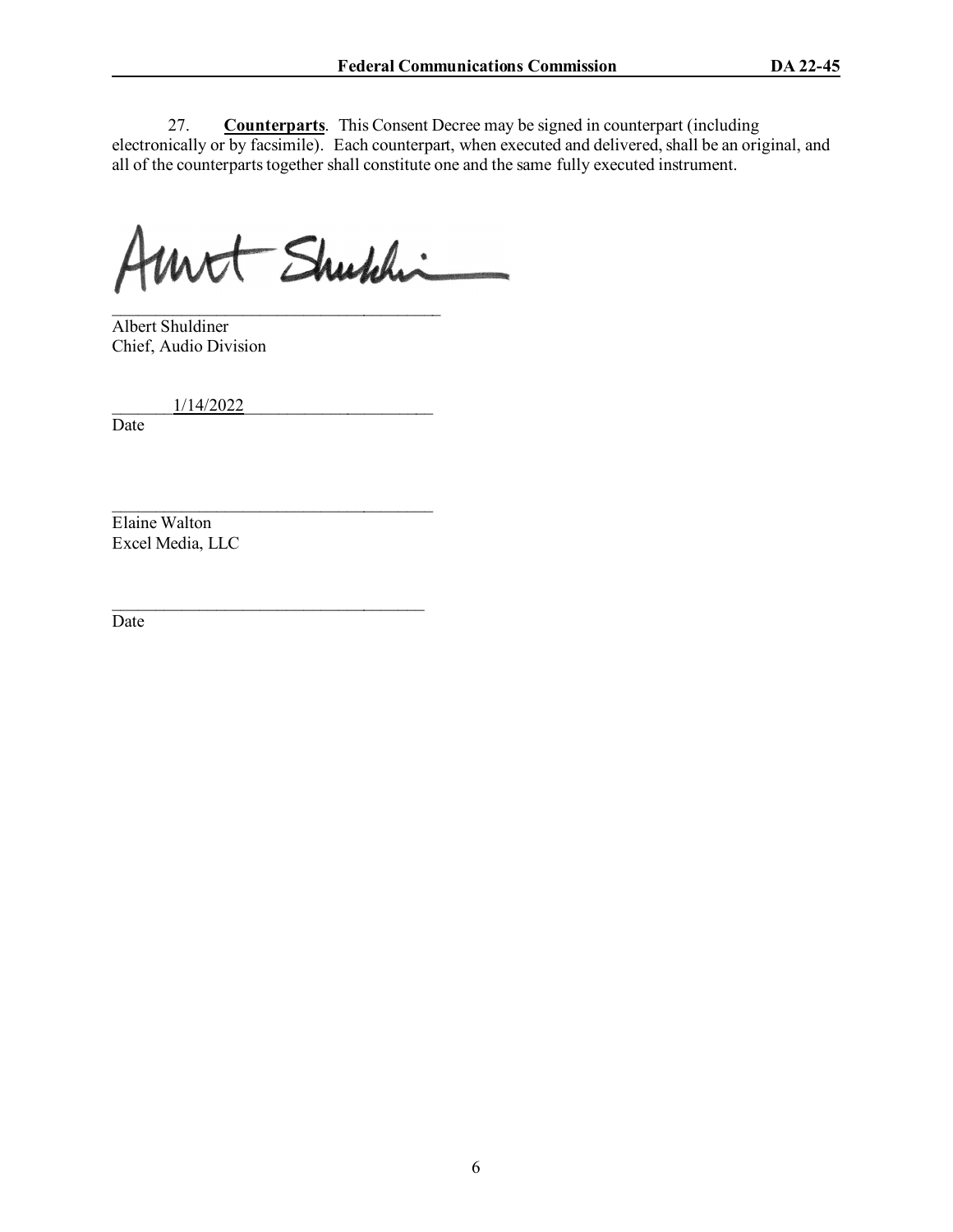27. **Counterparts**. This Consent Decree may be signed in counterpart (including electronically or by facsimile). Each counterpart, when executed and delivered, shall be an original, and all of the counterparts together shall constitute one and the same fully executed instrument.

\_\_\_\_\_\_\_\_\_\_\_\_\_\_\_\_\_\_\_\_\_\_\_\_\_\_\_\_\_\_\_\_\_\_\_\_\_\_
Albert Shuldiner
Chief, Audio Division

1/14/2022
Date

\_\_\_\_\_\_\_\_\_\_\_\_\_\_\_\_\_\_\_\_\_\_\_\_\_\_\_\_\_\_\_\_\_\_\_\_\_\_
Elaine Walton
Excel Media, LLC

\_\_\_\_\_\_\_\_\_\_\_\_\_\_\_\_\_\_\_\_\_\_\_\_\_\_\_\_\_\_\_\_\_\_\_\_\_\_
Date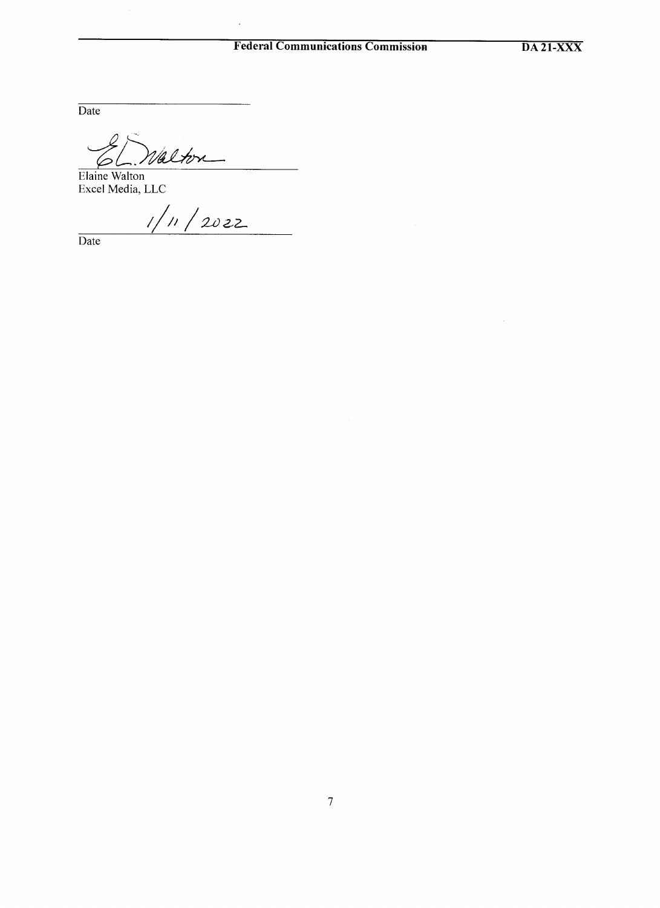_____________________________
Date

_____________________________
Elaine Walton
Excel Media, LLC

1/11/2022
_____________________________
Date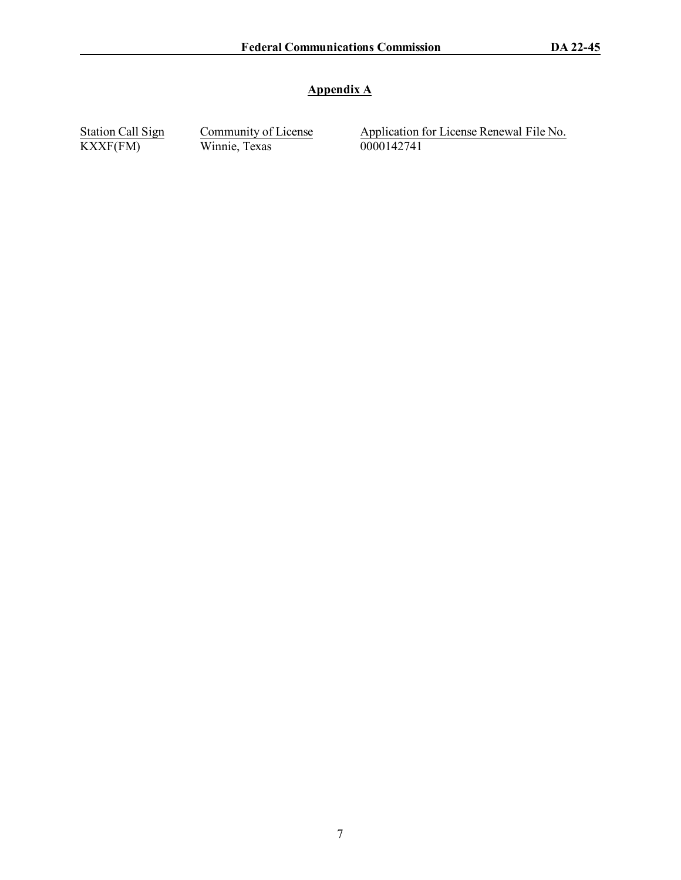## Appendix A

| Station Call Sign | Community of License | Application for License Renewal File No. |
|---|---|---|
| KXXF(FM) | Winnie, Texas | 0000142741 |